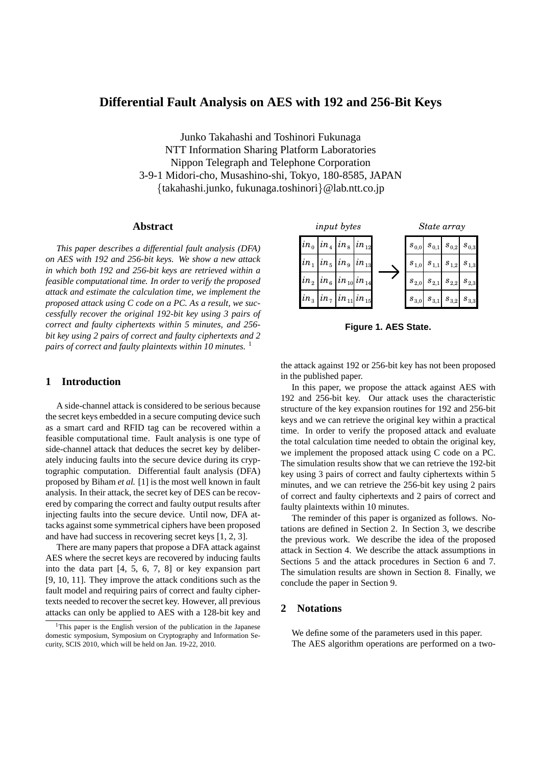# Differential Fault Analysis on AES with 192 and 256-Bit Keys

Junko Takahashi and Toshinori Fukunaga
NTT Information Sharing Platform Laboratories
Nippon Telegraph and Telephone Corporation
3-9-1 Midori-cho, Musashino-shi, Tokyo, 180-8585, JAPAN
{takahashi.junko, fukunaga.toshinori}@lab.ntt.co.jp

## Abstract

*This paper describes a differential fault analysis (DFA) on AES with 192 and 256-bit keys. We show a new attack in which both 192 and 256-bit keys are retrieved within a feasible computational time. In order to verify the proposed attack and estimate the calculation time, we implement the proposed attack using C code on a PC. As a result, we successfully recover the original 192-bit key using 3 pairs of correct and faulty ciphertexts within 5 minutes, and 256-bit key using 2 pairs of correct and faulty ciphertexts and 2 pairs of correct and faulty plaintexts within 10 minutes.* [1]

## 1 Introduction

A side-channel attack is considered to be serious because the secret keys embedded in a secure computing device such as a smart card and RFID tag can be recovered within a feasible computational time. Fault analysis is one type of side-channel attack that deduces the secret key by deliberately inducing faults into the secure device during its cryptographic computation. Differential fault analysis (DFA) proposed by Biham *et al.* [1] is the most well known in fault analysis. In their attack, the secret key of DES can be recovered by comparing the correct and faulty output results after injecting faults into the secure device. Until now, DFA attacks against some symmetrical ciphers have been proposed and have had success in recovering secret keys [1, 2, 3].

There are many papers that propose a DFA attack against AES where the secret keys are recovered by inducing faults into the data part [4, 5, 6, 7, 8] or key expansion part [9, 10, 11]. They improve the attack conditions such as the fault model and requiring pairs of correct and faulty ciphertexts needed to recover the secret key. However, all previous attacks can only be applied to AES with a 128-bit key and the attack against 192 or 256-bit key has not been proposed in the published paper.

| *input bytes* | | | | | *State array* | | | |
|---|---|---|---|---|---|---|---|---|
| $in_0$ | $in_4$ | $in_8$ | $in_{12}$ | | $s_{0,0}$ | $s_{0,1}$ | $s_{0,2}$ | $s_{0,3}$ |
| $in_1$ | $in_5$ | $in_9$ | $in_{13}$ | → | $s_{1,0}$ | $s_{1,1}$ | $s_{1,2}$ | $s_{1,3}$ |
| $in_2$ | $in_6$ | $in_{10}$ | $in_{14}$ | | $s_{2,0}$ | $s_{2,1}$ | $s_{2,2}$ | $s_{2,3}$ |
| $in_3$ | $in_7$ | $in_{11}$ | $in_{15}$ | | $s_{3,0}$ | $s_{3,1}$ | $s_{3,2}$ | $s_{3,3}$ |

**Figure 1. AES State.**

In this paper, we propose the attack against AES with 192 and 256-bit key. Our attack uses the characteristic structure of the key expansion routines for 192 and 256-bit keys and we can retrieve the original key within a practical time. In order to verify the proposed attack and evaluate the total calculation time needed to obtain the original key, we implement the proposed attack using C code on a PC. The simulation results show that we can retrieve the 192-bit key using 3 pairs of correct and faulty ciphertexts within 5 minutes, and we can retrieve the 256-bit key using 2 pairs of correct and faulty ciphertexts and 2 pairs of correct and faulty plaintexts within 10 minutes.

The reminder of this paper is organized as follows. Notations are defined in Section 2. In Section 3, we describe the previous work. We describe the idea of the proposed attack in Section 4. We describe the attack assumptions in Sections 5 and the attack procedures in Section 6 and 7. The simulation results are shown in Section 8. Finally, we conclude the paper in Section 9.

## 2 Notations

We define some of the parameters used in this paper.

The AES algorithm operations are performed on a two-

[1] This paper is the English version of the publication in the Japanese domestic symposium, Symposium on Cryptography and Information Security, SCIS 2010, which will be held on Jan. 19-22, 2010.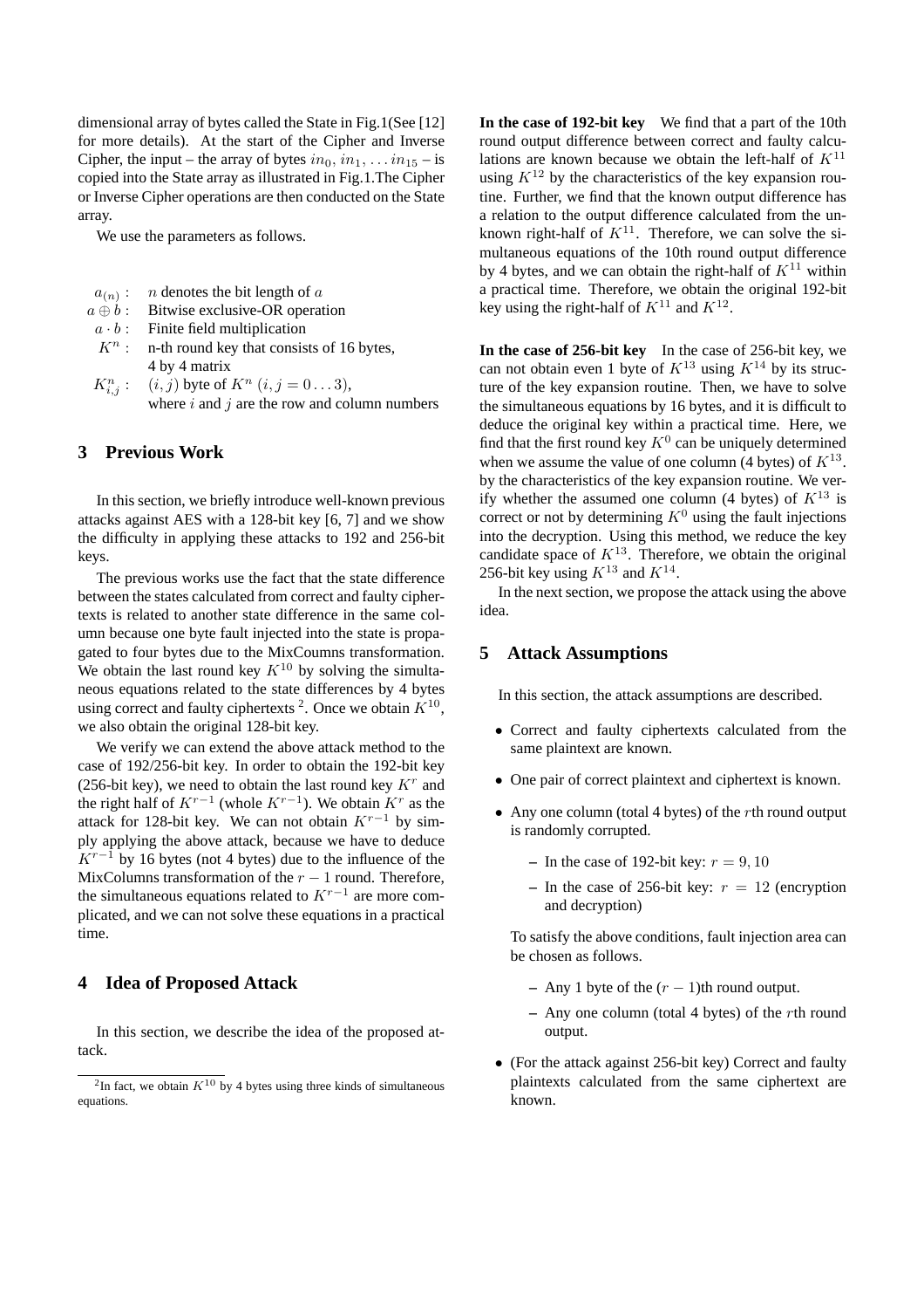dimensional array of bytes called the State in Fig.1(See [12] for more details). At the start of the Cipher and Inverse Cipher, the input – the array of bytes $in_0, in_1, \dots in_{15}$ – is copied into the State array as illustrated in Fig.1.The Cipher or Inverse Cipher operations are then conducted on the State array.

We use the parameters as follows.

- $a_{(n)}$ : $n$ denotes the bit length of $a$
- $a \oplus b$ : Bitwise exclusive-OR operation
- $a \cdot b$ : Finite field multiplication
- $K^n$ : n-th round key that consists of 16 bytes, 4 by 4 matrix
- $K^n_{i,j}$ : $(i,j)$ byte of $K^n$ $(i,j = 0 \dots 3)$, where $i$ and $j$ are the row and column numbers

## 3 Previous Work

In this section, we briefly introduce well-known previous attacks against AES with a 128-bit key [6, 7] and we show the difficulty in applying these attacks to 192 and 256-bit keys.

The previous works use the fact that the state difference between the states calculated from correct and faulty ciphertexts is related to another state difference in the same column because one byte fault injected into the state is propagated to four bytes due to the MixCoumns transformation. We obtain the last round key $K^{10}$ by solving the simultaneous equations related to the state differences by 4 bytes using correct and faulty ciphertexts [2]. Once we obtain $K^{10}$, we also obtain the original 128-bit key.

We verify we can extend the above attack method to the case of 192/256-bit key. In order to obtain the 192-bit key (256-bit key), we need to obtain the last round key $K^r$ and the right half of $K^{r-1}$ (whole $K^{r-1}$). We obtain $K^r$ as the attack for 128-bit key. We can not obtain $K^{r-1}$ by simply applying the above attack, because we have to deduce $K^{r-1}$ by 16 bytes (not 4 bytes) due to the influence of the MixColumns transformation of the $r-1$ round. Therefore, the simultaneous equations related to $K^{r-1}$ are more complicated, and we can not solve these equations in a practical time.

## 4 Idea of Proposed Attack

In this section, we describe the idea of the proposed attack.

[2] In fact, we obtain $K^{10}$ by 4 bytes using three kinds of simultaneous equations.

**In the case of 192-bit key** We find that a part of the 10th round output difference between correct and faulty calculations are known because we obtain the left-half of $K^{11}$ using $K^{12}$ by the characteristics of the key expansion routine. Further, we find that the known output difference has a relation to the output difference calculated from the unknown right-half of $K^{11}$. Therefore, we can solve the simultaneous equations of the 10th round output difference by 4 bytes, and we can obtain the right-half of $K^{11}$ within a practical time. Therefore, we obtain the original 192-bit key using the right-half of $K^{11}$ and $K^{12}$.

**In the case of 256-bit key** In the case of 256-bit key, we can not obtain even 1 byte of $K^{13}$ using $K^{14}$ by its structure of the key expansion routine. Then, we have to solve the simultaneous equations by 16 bytes, and it is difficult to deduce the original key within a practical time. Here, we find that the first round key $K^0$ can be uniquely determined when we assume the value of one column (4 bytes) of $K^{13}$. by the characteristics of the key expansion routine. We verify whether the assumed one column (4 bytes) of $K^{13}$ is correct or not by determining $K^0$ using the fault injections into the decryption. Using this method, we reduce the key candidate space of $K^{13}$. Therefore, we obtain the original 256-bit key using $K^{13}$ and $K^{14}$.

In the next section, we propose the attack using the above idea.

## 5 Attack Assumptions

In this section, the attack assumptions are described.

- Correct and faulty ciphertexts calculated from the same plaintext are known.
- One pair of correct plaintext and ciphertext is known.
- Any one column (total 4 bytes) of the $r$th round output is randomly corrupted.
  - In the case of 192-bit key: $r = 9, 10$
  - In the case of 256-bit key: $r = 12$ (encryption and decryption)

  To satisfy the above conditions, fault injection area can be chosen as follows.

  - Any 1 byte of the $(r-1)$th round output.
  - Any one column (total 4 bytes) of the $r$th round output.
- (For the attack against 256-bit key) Correct and faulty plaintexts calculated from the same ciphertext are known.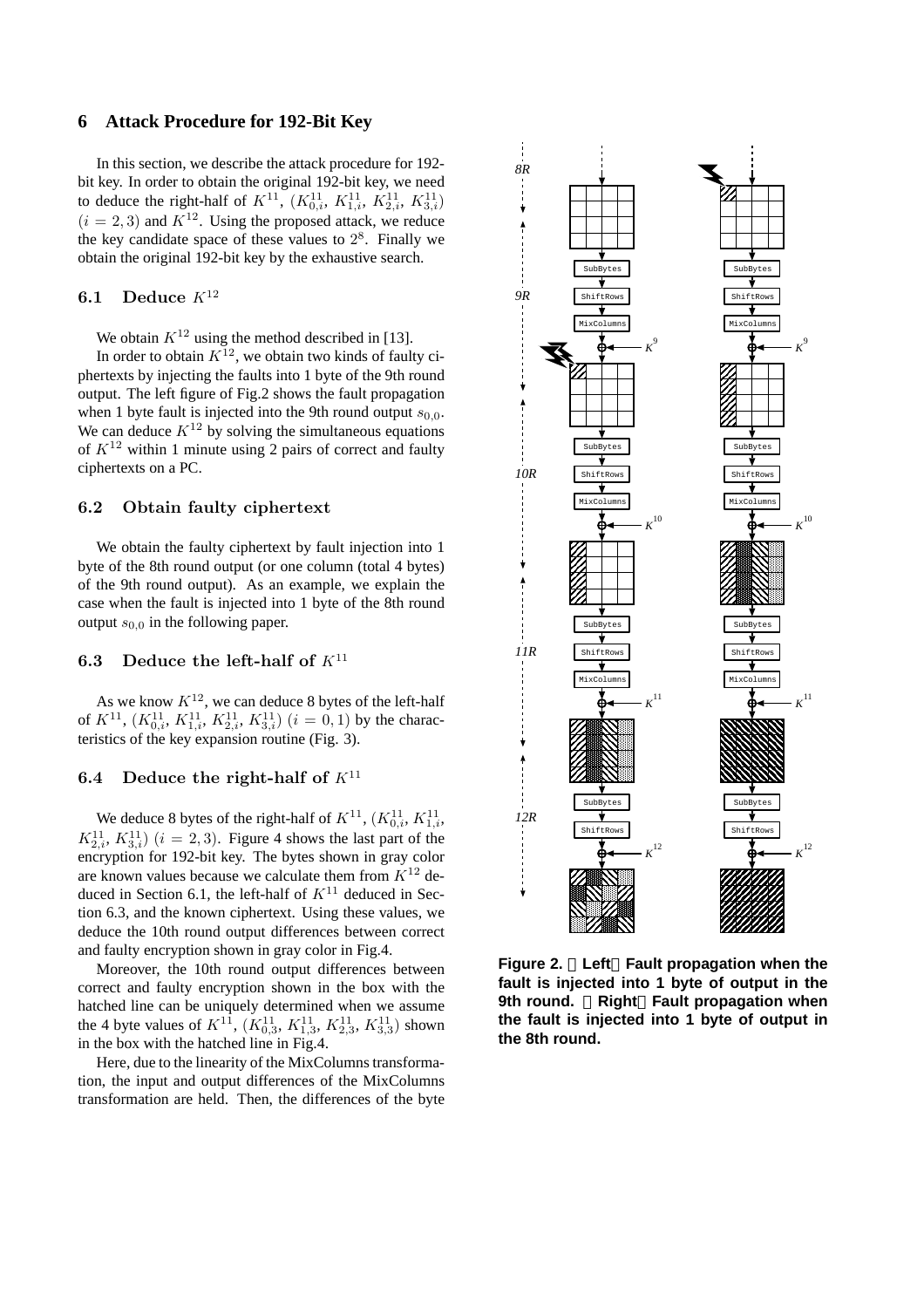## 6 Attack Procedure for 192-Bit Key

In this section, we describe the attack procedure for 192-bit key. In order to obtain the original 192-bit key, we need to deduce the right-half of $K^{11}$, $(K^{11}_{0,i}, K^{11}_{1,i}, K^{11}_{2,i}, K^{11}_{3,i})$ $(i = 2, 3)$ and $K^{12}$. Using the proposed attack, we reduce the key candidate space of these values to $2^8$. Finally we obtain the original 192-bit key by the exhaustive search.

### 6.1 Deduce $K^{12}$

We obtain $K^{12}$ using the method described in [13].

In order to obtain $K^{12}$, we obtain two kinds of faulty ciphertexts by injecting the faults into 1 byte of the 9th round output. The left figure of Fig.2 shows the fault propagation when 1 byte fault is injected into the 9th round output $s_{0,0}$. We can deduce $K^{12}$ by solving the simultaneous equations of $K^{12}$ within 1 minute using 2 pairs of correct and faulty ciphertexts on a PC.

### 6.2 Obtain faulty ciphertext

We obtain the faulty ciphertext by fault injection into 1 byte of the 8th round output (or one column (total 4 bytes) of the 9th round output). As an example, we explain the case when the fault is injected into 1 byte of the 8th round output $s_{0,0}$ in the following paper.

### 6.3 Deduce the left-half of $K^{11}$

As we know $K^{12}$, we can deduce 8 bytes of the left-half of $K^{11}$, $(K^{11}_{0,i}, K^{11}_{1,i}, K^{11}_{2,i}, K^{11}_{3,i})$ $(i = 0, 1)$ by the characteristics of the key expansion routine (Fig. 3).

### 6.4 Deduce the right-half of $K^{11}$

We deduce 8 bytes of the right-half of $K^{11}$, $(K^{11}_{0,i}, K^{11}_{1,i}, K^{11}_{2,i}, K^{11}_{3,i})$ $(i = 2, 3)$. Figure 4 shows the last part of the encryption for 192-bit key. The bytes shown in gray color are known values because we calculate them from $K^{12}$ deduced in Section 6.1, the left-half of $K^{11}$ deduced in Section 6.3, and the known ciphertext. Using these values, we deduce the 10th round output differences between correct and faulty encryption shown in gray color in Fig.4.

Moreover, the 10th round output differences between correct and faulty encryption shown in the box with the hatched line can be uniquely determined when we assume the 4 byte values of $K^{11}$, $(K^{11}_{0,3}, K^{11}_{1,3}, K^{11}_{2,3}, K^{11}_{3,3})$ shown in the box with the hatched line in Fig.4.

Here, due to the linearity of the MixColumns transformation, the input and output differences of the MixColumns transformation are held. Then, the differences of the byte

**Figure 2. （Left）Fault propagation when the fault is injected into 1 byte of output in the 9th round. （Right）Fault propagation when the fault is injected into 1 byte of output in the 8th round.**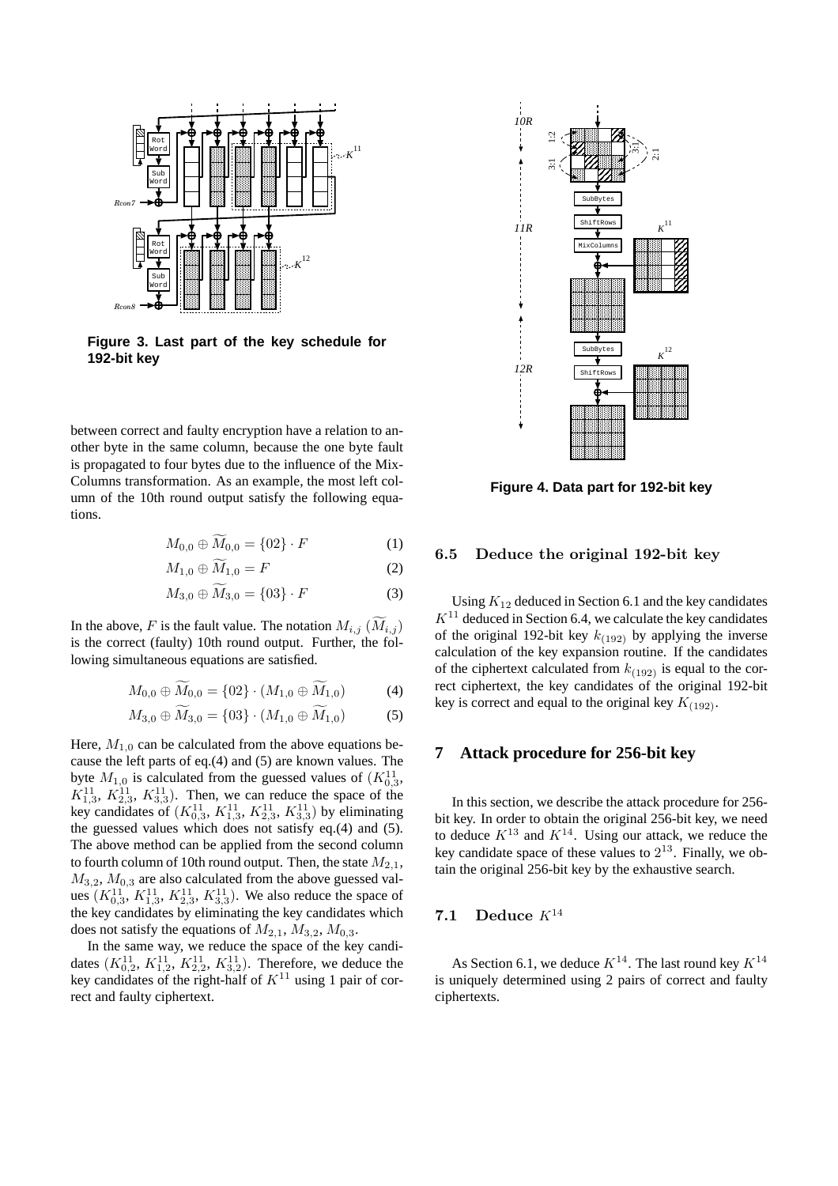Figure 3. Last part of the key schedule for 192-bit key

between correct and faulty encryption have a relation to another byte in the same column, because the one byte fault is propagated to four bytes due to the influence of the Mix-Columns transformation. As an example, the most left column of the 10th round output satisfy the following equations.

$$M_{0,0} \oplus \widetilde{M}_{0,0} = \{02\} \cdot F \quad (1)$$

$$M_{1,0} \oplus \widetilde{M}_{1,0} = F \quad (2)$$

$$M_{3,0} \oplus \widetilde{M}_{3,0} = \{03\} \cdot F \quad (3)$$

In the above, $F$ is the fault value. The notation $M_{i,j}$ ($\widetilde{M}_{i,j}$) is the correct (faulty) 10th round output. Further, the following simultaneous equations are satisfied.

$$M_{0,0} \oplus \widetilde{M}_{0,0} = \{02\} \cdot (M_{1,0} \oplus \widetilde{M}_{1,0}) \quad (4)$$

$$M_{3,0} \oplus \widetilde{M}_{3,0} = \{03\} \cdot (M_{1,0} \oplus \widetilde{M}_{1,0}) \quad (5)$$

Here, $M_{1,0}$ can be calculated from the above equations because the left parts of eq.(4) and (5) are known values. The byte $M_{1,0}$ is calculated from the guessed values of ($K^{11}_{0,3}$, $K^{11}_{1,3}$, $K^{11}_{2,3}$, $K^{11}_{3,3}$). Then, we can reduce the space of the key candidates of ($K^{11}_{0,3}$, $K^{11}_{1,3}$, $K^{11}_{2,3}$, $K^{11}_{3,3}$) by eliminating the guessed values which does not satisfy eq.(4) and (5). The above method can be applied from the second column to fourth column of 10th round output. Then, the state $M_{2,1}$, $M_{3,2}$, $M_{0,3}$ are also calculated from the above guessed values ($K^{11}_{0,3}$, $K^{11}_{1,3}$, $K^{11}_{2,3}$, $K^{11}_{3,3}$). We also reduce the space of the key candidates by eliminating the key candidates which does not satisfy the equations of $M_{2,1}$, $M_{3,2}$, $M_{0,3}$.

In the same way, we reduce the space of the key candidates ($K^{11}_{0,2}$, $K^{11}_{1,2}$, $K^{11}_{2,2}$, $K^{11}_{3,2}$). Therefore, we deduce the key candidates of the right-half of $K^{11}$ using 1 pair of correct and faulty ciphertext.

Figure 4. Data part for 192-bit key

### 6.5 Deduce the original 192-bit key

Using $K_{12}$ deduced in Section 6.1 and the key candidates $K^{11}$ deduced in Section 6.4, we calculate the key candidates of the original 192-bit key $k_{(192)}$ by applying the inverse calculation of the key expansion routine. If the candidates of the ciphertext calculated from $k_{(192)}$ is equal to the correct ciphertext, the key candidates of the original 192-bit key is correct and equal to the original key $K_{(192)}$.

## 7 Attack procedure for 256-bit key

In this section, we describe the attack procedure for 256-bit key. In order to obtain the original 256-bit key, we need to deduce $K^{13}$ and $K^{14}$. Using our attack, we reduce the key candidate space of these values to $2^{13}$. Finally, we obtain the original 256-bit key by the exhaustive search.

### 7.1 Deduce $K^{14}$

As Section 6.1, we deduce $K^{14}$. The last round key $K^{14}$ is uniquely determined using 2 pairs of correct and faulty ciphertexts.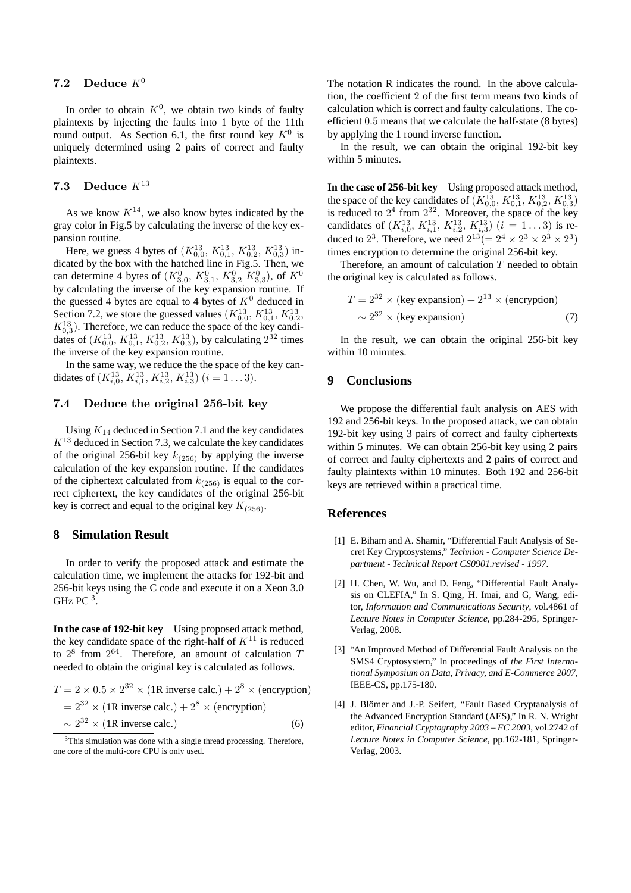### 7.2 Deduce $K^0$

In order to obtain $K^0$, we obtain two kinds of faulty plaintexts by injecting the faults into 1 byte of the 11th round output. As Section 6.1, the first round key $K^0$ is uniquely determined using 2 pairs of correct and faulty plaintexts.

### 7.3 Deduce $K^{13}$

As we know $K^{14}$, we also know bytes indicated by the gray color in Fig.5 by calculating the inverse of the key expansion routine.

Here, we guess 4 bytes of $(K^{13}_{0,0}, K^{13}_{0,1}, K^{13}_{0,2}, K^{13}_{0,3})$ indicated by the box with the hatched line in Fig.5. Then, we can determine 4 bytes of $(K^0_{3,0}, K^0_{3,1}, K^0_{3,2}\ K^0_{3,3})$, of $K^0$ by calculating the inverse of the key expansion routine. If the guessed 4 bytes are equal to 4 bytes of $K^0$ deduced in Section 7.2, we store the guessed values $(K^{13}_{0,0}, K^{13}_{0,1}, K^{13}_{0,2}, K^{13}_{0,3})$. Therefore, we can reduce the space of the key candidates of $(K^{13}_{0,0}, K^{13}_{0,1}, K^{13}_{0,2}, K^{13}_{0,3})$, by calculating $2^{32}$ times the inverse of the key expansion routine.

In the same way, we reduce the the space of the key candidates of $(K^{13}_{i,0}, K^{13}_{i,1}, K^{13}_{i,2}, K^{13}_{i,3})$ $(i = 1 \ldots 3)$.

### 7.4 Deduce the original 256-bit key

Using $K_{14}$ deduced in Section 7.1 and the key candidates $K^{13}$ deduced in Section 7.3, we calculate the key candidates of the original 256-bit key $k_{(256)}$ by applying the inverse calculation of the key expansion routine. If the candidates of the ciphertext calculated from $k_{(256)}$ is equal to the correct ciphertext, the key candidates of the original 256-bit key is correct and equal to the original key $K_{(256)}$.

## 8 Simulation Result

In order to verify the proposed attack and estimate the calculation time, we implement the attacks for 192-bit and 256-bit keys using the C code and execute it on a Xeon 3.0 GHz PC [3].

**In the case of 192-bit key** Using proposed attack method, the key candidate space of the right-half of $K^{11}$ is reduced to $2^8$ from $2^{64}$. Therefore, an amount of calculation $T$ needed to obtain the original key is calculated as follows.

$$
\begin{aligned}
T &= 2 \times 0.5 \times 2^{32} \times (\text{1R inverse calc.}) + 2^8 \times (\text{encryption}) \\
&= 2^{32} \times (\text{1R inverse calc.}) + 2^8 \times (\text{encryption}) \\
&\sim 2^{32} \times (\text{1R inverse calc.})
\end{aligned}
\tag{6}
$$

[3] This simulation was done with a single thread processing. Therefore, one core of the multi-core CPU is only used.

The notation R indicates the round. In the above calculation, the coefficient 2 of the first term means two kinds of calculation which is correct and faulty calculations. The coefficient $0.5$ means that we calculate the half-state (8 bytes) by applying the 1 round inverse function.

In the result, we can obtain the original 192-bit key within 5 minutes.

**In the case of 256-bit key** Using proposed attack method, the space of the key candidates of $(K^{13}_{0,0}, K^{13}_{0,1}, K^{13}_{0,2}, K^{13}_{0,3})$ is reduced to $2^4$ from $2^{32}$. Moreover, the space of the key candidates of $(K^{13}_{i,0}, K^{13}_{i,1}, K^{13}_{i,2}, K^{13}_{i,3})$ $(i = 1 \ldots 3)$ is reduced to $2^3$. Therefore, we need $2^{13} (= 2^4 \times 2^3 \times 2^3 \times 2^3)$ times encryption to determine the original 256-bit key.

Therefore, an amount of calculation $T$ needed to obtain the original key is calculated as follows.

$$
\begin{aligned}
T &= 2^{32} \times (\text{key expansion}) + 2^{13} \times (\text{encryption}) \\
&\sim 2^{32} \times (\text{key expansion})
\end{aligned}
\tag{7}
$$

In the result, we can obtain the original 256-bit key within 10 minutes.

## 9 Conclusions

We propose the differential fault analysis on AES with 192 and 256-bit keys. In the proposed attack, we can obtain 192-bit key using 3 pairs of correct and faulty ciphertexts within 5 minutes. We can obtain 256-bit key using 2 pairs of correct and faulty ciphertexts and 2 pairs of correct and faulty plaintexts within 10 minutes. Both 192 and 256-bit keys are retrieved within a practical time.

## References

[1] E. Biham and A. Shamir, "Differential Fault Analysis of Secret Key Cryptosystems," *Technion - Computer Science Department - Technical Report CS0901.revised - 1997*.

[2] H. Chen, W. Wu, and D. Feng, "Differential Fault Analysis on CLEFIA," In S. Qing, H. Imai, and G, Wang, editor, *Information and Communications Security*, vol.4861 of *Lecture Notes in Computer Science*, pp.284-295, Springer-Verlag, 2008.

[3] "An Improved Method of Differential Fault Analysis on the SMS4 Cryptosystem," In proceedings of *the First International Symposium on Data, Privacy, and E-Commerce 2007*, IEEE-CS, pp.175-180.

[4] J. Blömer and J.-P. Seifert, "Fault Based Cryptanalysis of the Advanced Encryption Standard (AES)," In R. N. Wright editor, *Financial Cryptography 2003 – FC 2003*, vol.2742 of *Lecture Notes in Computer Science*, pp.162-181, Springer-Verlag, 2003.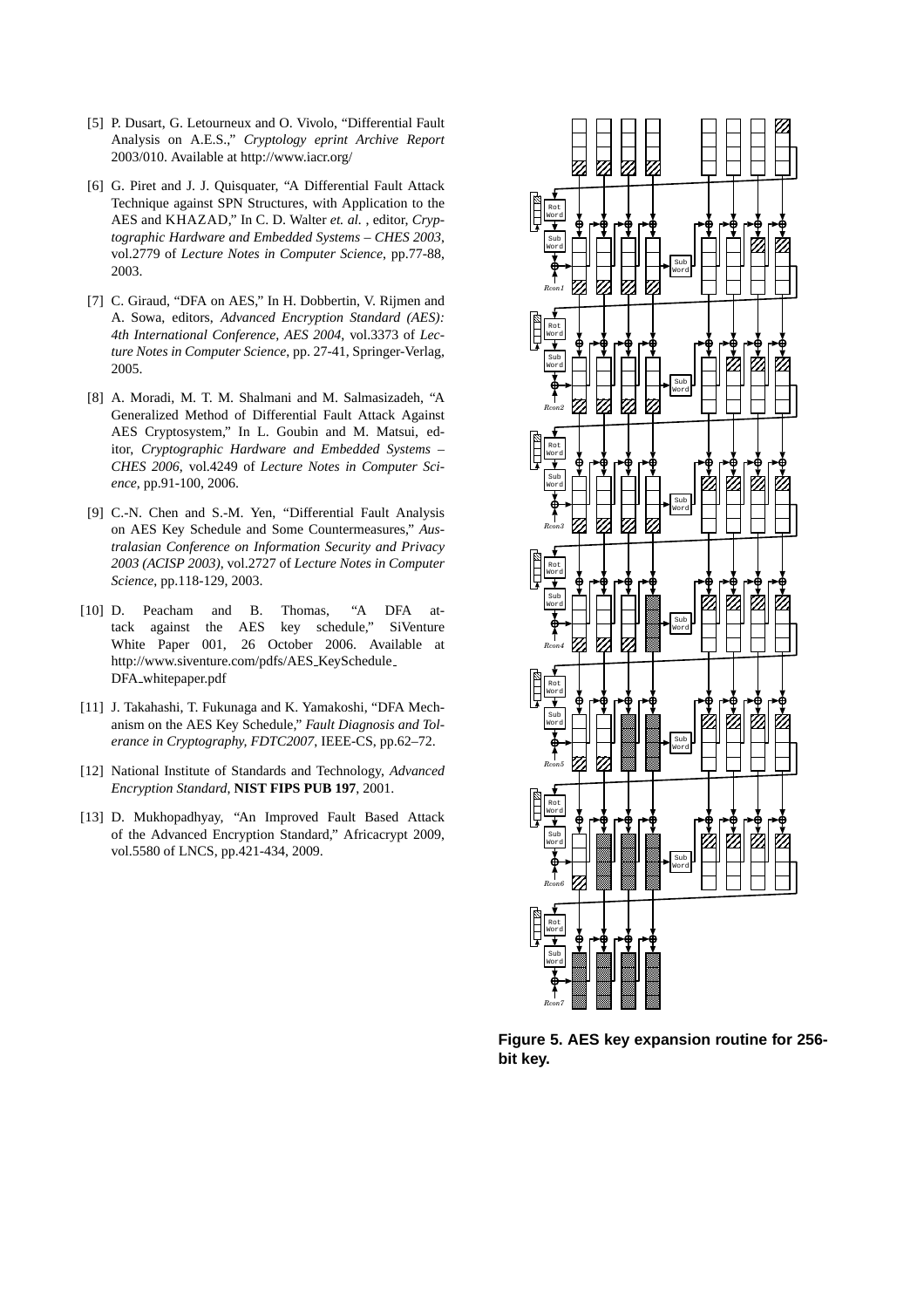[5] P. Dusart, G. Letourneux and O. Vivolo, "Differential Fault Analysis on A.E.S.," *Cryptology eprint Archive Report* 2003/010. Available at http://www.iacr.org/

[6] G. Piret and J. J. Quisquater, "A Differential Fault Attack Technique against SPN Structures, with Application to the AES and KHAZAD," In C. D. Walter *et. al.* , editor, *Cryptographic Hardware and Embedded Systems – CHES 2003*, vol.2779 of *Lecture Notes in Computer Science*, pp.77-88, 2003.

[7] C. Giraud, "DFA on AES," In H. Dobbertin, V. Rijmen and A. Sowa, editors, *Advanced Encryption Standard (AES): 4th International Conference, AES 2004*, vol.3373 of *Lecture Notes in Computer Science*, pp. 27-41, Springer-Verlag, 2005.

[8] A. Moradi, M. T. M. Shalmani and M. Salmasizadeh, "A Generalized Method of Differential Fault Attack Against AES Cryptosystem," In L. Goubin and M. Matsui, editor, *Cryptographic Hardware and Embedded Systems – CHES 2006*, vol.4249 of *Lecture Notes in Computer Science*, pp.91-100, 2006.

[9] C.-N. Chen and S.-M. Yen, "Differential Fault Analysis on AES Key Schedule and Some Countermeasures," *Australasian Conference on Information Security and Privacy 2003 (ACISP 2003)*, vol.2727 of *Lecture Notes in Computer Science*, pp.118-129, 2003.

[10] D. Peacham and B. Thomas, "A DFA attack against the AES key schedule," SiVenture White Paper 001, 26 October 2006. Available at http://www.siventure.com/pdfs/AES_KeySchedule_DFA_whitepaper.pdf

[11] J. Takahashi, T. Fukunaga and K. Yamakoshi, "DFA Mechanism on the AES Key Schedule," *Fault Diagnosis and Tolerance in Cryptography, FDTC2007*, IEEE-CS, pp.62–72.

[12] National Institute of Standards and Technology, *Advanced Encryption Standard*, **NIST FIPS PUB 197**, 2001.

[13] D. Mukhopadhyay, "An Improved Fault Based Attack of the Advanced Encryption Standard," Africacrypt 2009, vol.5580 of LNCS, pp.421-434, 2009.

Rot Word
Sub Word
Rcon1
Rcon2
Rcon3
Rcon4
Rcon5
Rcon6
Rcon7

**Figure 5. AES key expansion routine for 256-bit key.**